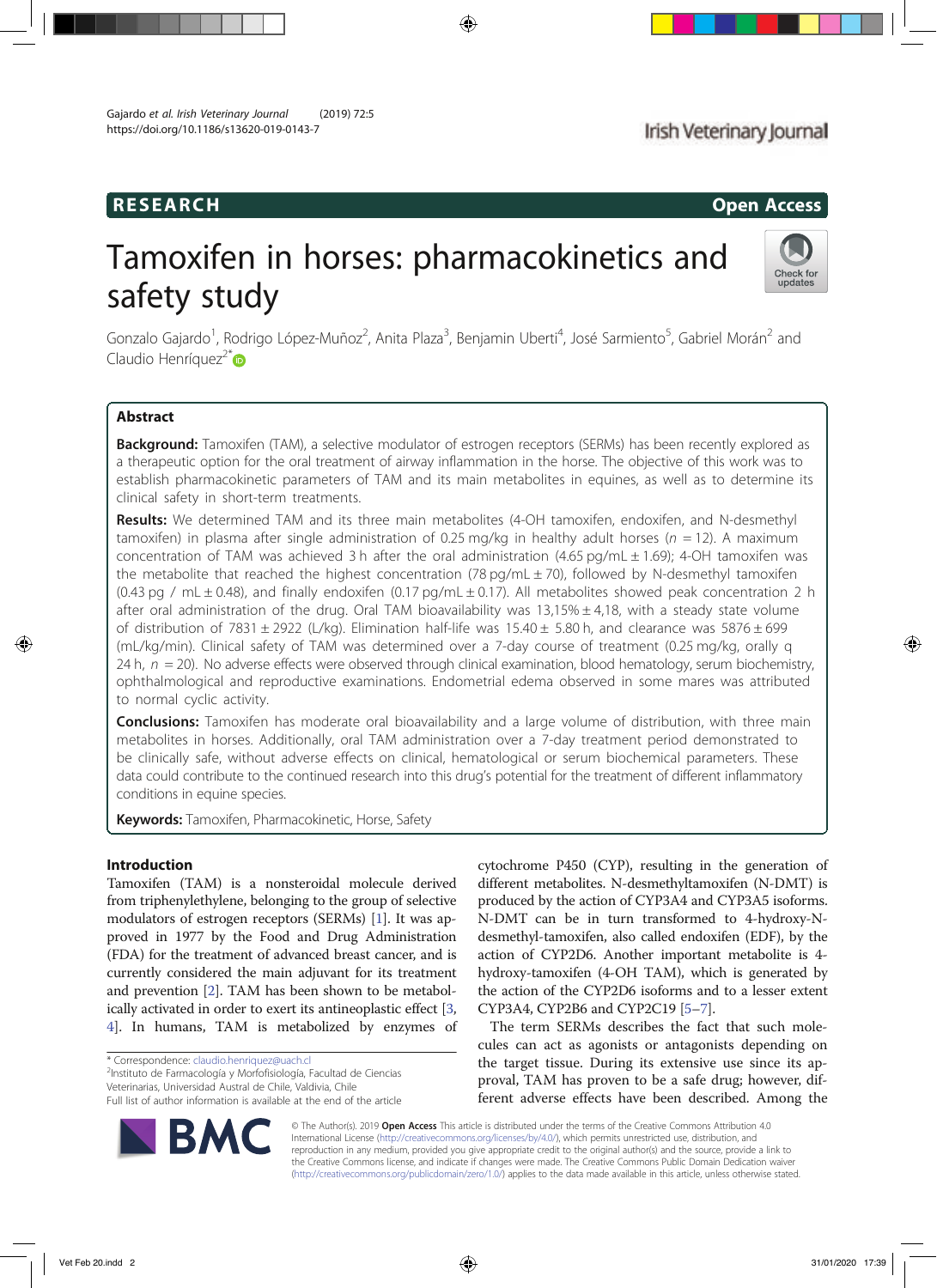RESEARCH

Open Access

# Tamoxifen in horses: pharmacokinetics and safety study

Gonzalo Gajardo[1], Rodrigo López-Muñoz[2], Anita Plaza[3], Benjamin Uberti[4], José Sarmiento[5], Gabriel Morán[2] and Claudio Henríquez[2*]

## Abstract

**Background:** Tamoxifen (TAM), a selective modulator of estrogen receptors (SERMs) has been recently explored as a therapeutic option for the oral treatment of airway inflammation in the horse. The objective of this work was to establish pharmacokinetic parameters of TAM and its main metabolites in equines, as well as to determine its clinical safety in short-term treatments.

**Results:** We determined TAM and its three main metabolites (4-OH tamoxifen, endoxifen, and N-desmethyl tamoxifen) in plasma after single administration of 0.25 mg/kg in healthy adult horses ($n$ = 12). A maximum concentration of TAM was achieved 3 h after the oral administration (4.65 pg/mL ± 1.69); 4-OH tamoxifen was the metabolite that reached the highest concentration (78 pg/mL ± 70), followed by N-desmethyl tamoxifen (0.43 pg / mL ± 0.48), and finally endoxifen (0.17 pg/mL ± 0.17). All metabolites showed peak concentration 2 h after oral administration of the drug. Oral TAM bioavailability was 13,15% ± 4,18, with a steady state volume of distribution of 7831 ± 2922 (L/kg). Elimination half-life was 15.40 ± 5.80 h, and clearance was 5876 ± 699 (mL/kg/min). Clinical safety of TAM was determined over a 7-day course of treatment (0.25 mg/kg, orally q 24 h, $n$ = 20). No adverse effects were observed through clinical examination, blood hematology, serum biochemistry, ophthalmological and reproductive examinations. Endometrial edema observed in some mares was attributed to normal cyclic activity.

**Conclusions:** Tamoxifen has moderate oral bioavailability and a large volume of distribution, with three main metabolites in horses. Additionally, oral TAM administration over a 7-day treatment period demonstrated to be clinically safe, without adverse effects on clinical, hematological or serum biochemical parameters. These data could contribute to the continued research into this drug's potential for the treatment of different inflammatory conditions in equine species.

**Keywords:** Tamoxifen, Pharmacokinetic, Horse, Safety

## Introduction

Tamoxifen (TAM) is a nonsteroidal molecule derived from triphenylethylene, belonging to the group of selective modulators of estrogen receptors (SERMs) [1]. It was approved in 1977 by the Food and Drug Administration (FDA) for the treatment of advanced breast cancer, and is currently considered the main adjuvant for its treatment and prevention [2]. TAM has been shown to be metabolically activated in order to exert its antineoplastic effect [3, 4]. In humans, TAM is metabolized by enzymes of cytochrome P450 (CYP), resulting in the generation of different metabolites. N-desmethyltamoxifen (N-DMT) is produced by the action of CYP3A4 and CYP3A5 isoforms. N-DMT can be in turn transformed to 4-hydroxy-N-desmethyl-tamoxifen, also called endoxifen (EDF), by the action of CYP2D6. Another important metabolite is 4-hydroxy-tamoxifen (4-OH TAM), which is generated by the action of the CYP2D6 isoforms and to a lesser extent CYP3A4, CYP2B6 and CYP2C19 [5–7].

The term SERMs describes the fact that such molecules can act as agonists or antagonists depending on the target tissue. During its extensive use since its approval, TAM has proven to be a safe drug; however, different adverse effects have been described. Among the

\* Correspondence: claudio.henriquez@uach.cl

[2]Instituto de Farmacología y Morfofisiología, Facultad de Ciencias Veterinarias, Universidad Austral de Chile, Valdivia, Chile

Full list of author information is available at the end of the article

© The Author(s). 2019 **Open Access** This article is distributed under the terms of the Creative Commons Attribution 4.0 International License (http://creativecommons.org/licenses/by/4.0/), which permits unrestricted use, distribution, and reproduction in any medium, provided you give appropriate credit to the original author(s) and the source, provide a link to the Creative Commons license, and indicate if changes were made. The Creative Commons Public Domain Dedication waiver (http://creativecommons.org/publicdomain/zero/1.0/) applies to the data made available in this article, unless otherwise stated.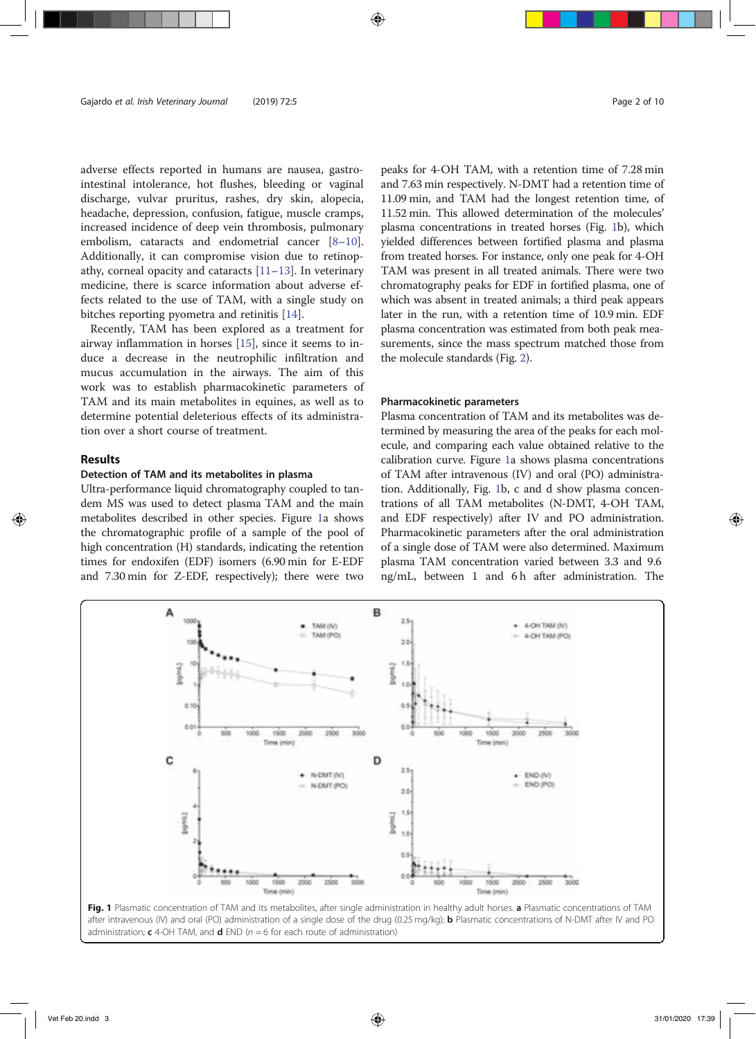adverse effects reported in humans are nausea, gastrointestinal intolerance, hot flushes, bleeding or vaginal discharge, vulvar pruritus, rashes, dry skin, alopecia, headache, depression, confusion, fatigue, muscle cramps, increased incidence of deep vein thrombosis, pulmonary embolism, cataracts and endometrial cancer [8–10]. Additionally, it can compromise vision due to retinopathy, corneal opacity and cataracts [11–13]. In veterinary medicine, there is scarce information about adverse effects related to the use of TAM, with a single study on bitches reporting pyometra and retinitis [14].

Recently, TAM has been explored as a treatment for airway inflammation in horses [15], since it seems to induce a decrease in the neutrophilic infiltration and mucus accumulation in the airways. The aim of this work was to establish pharmacokinetic parameters of TAM and its main metabolites in equines, as well as to determine potential deleterious effects of its administration over a short course of treatment.

## Results

### Detection of TAM and its metabolites in plasma

Ultra-performance liquid chromatography coupled to tandem MS was used to detect plasma TAM and the main metabolites described in other species. Figure 1a shows the chromatographic profile of a sample of the pool of high concentration (H) standards, indicating the retention times for endoxifen (EDF) isomers (6.90 min for E-EDF and 7.30 min for Z-EDF, respectively); there were two peaks for 4-OH TAM, with a retention time of 7.28 min and 7.63 min respectively. N-DMT had a retention time of 11.09 min, and TAM had the longest retention time, of 11.52 min. This allowed determination of the molecules' plasma concentrations in treated horses (Fig. 1b), which yielded differences between fortified plasma and plasma from treated horses. For instance, only one peak for 4-OH TAM was present in all treated animals. There were two chromatography peaks for EDF in fortified plasma, one of which was absent in treated animals; a third peak appears later in the run, with a retention time of 10.9 min. EDF plasma concentration was estimated from both peak measurements, since the mass spectrum matched those from the molecule standards (Fig. 2).

### Pharmacokinetic parameters

Plasma concentration of TAM and its metabolites was determined by measuring the area of the peaks for each molecule, and comparing each value obtained relative to the calibration curve. Figure 1a shows plasma concentrations of TAM after intravenous (IV) and oral (PO) administration. Additionally, Fig. 1b, c and d show plasma concentrations of all TAM metabolites (N-DMT, 4-OH TAM, and EDF respectively) after IV and PO administration. Pharmacokinetic parameters after the oral administration of a single dose of TAM were also determined. Maximum plasma TAM concentration varied between 3.3 and 9.6 ng/mL, between 1 and 6 h after administration. The

**Fig. 1** Plasmatic concentration of TAM and its metabolites, after single administration in healthy adult horses. **a** Plasmatic concentrations of TAM after intravenous (IV) and oral (PO) administration of a single dose of the drug (0.25 mg/kg); **b** Plasmatic concentrations of N-DMT after IV and PO administration; **c** 4-OH TAM, and **d** END ($n = 6$ for each route of administration)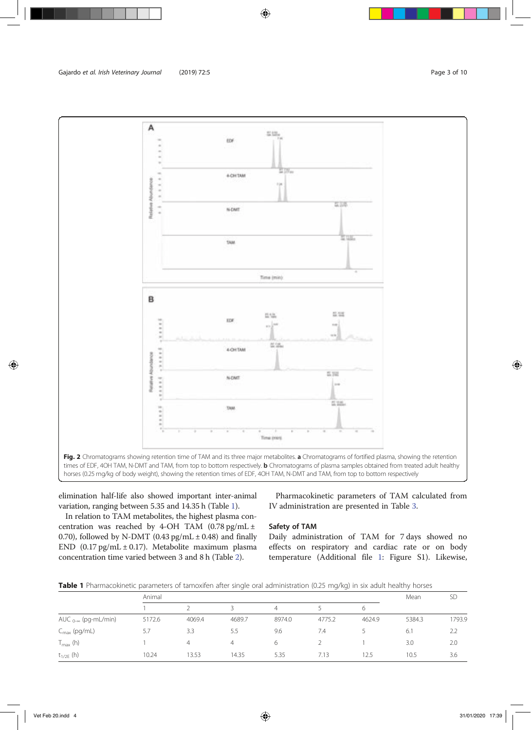**Fig. 2** Chromatograms showing retention time of TAM and its three major metabolites. **a** Chromatograms of fortified plasma, showing the retention times of EDF, 4OH TAM, N-DMT and TAM, from top to bottom respectively. **b** Chromatograms of plasma samples obtained from treated adult healthy horses (0.25 mg/kg of body weight), showing the retention times of EDF, 4OH TAM, N-DMT and TAM, from top to bottom respectively

elimination half-life also showed important inter-animal variation, ranging between 5.35 and 14.35 h (Table 1).

In relation to TAM metabolites, the highest plasma concentration was reached by 4-OH TAM (0.78 pg/mL ± 0.70), followed by N-DMT (0.43 pg/mL ± 0.48) and finally END (0.17 pg/mL ± 0.17). Metabolite maximum plasma concentration time varied between 3 and 8 h (Table 2).

Pharmacokinetic parameters of TAM calculated from IV administration are presented in Table 3.

## Safety of TAM

Daily administration of TAM for 7 days showed no effects on respiratory and cardiac rate or on body temperature (Additional file 1: Figure S1). Likewise,

**Table 1** Pharmacokinetic parameters of tamoxifen after single oral administration (0.25 mg/kg) in six adult healthy horses

| | Animal | | | | | | Mean | SD |
|---|---|---|---|---|---|---|---|---|
| | 1 | 2 | 3 | 4 | 5 | 6 | | |
| $AUC_{0-\infty}$ (pg-mL/min) | 5172.6 | 4069.4 | 4689.7 | 8974.0 | 4775.2 | 4624.9 | 5384.3 | 1793.9 |
| $C_{max}$ (pg/mL) | 5.7 | 3.3 | 5.5 | 9.6 | 7.4 | 5 | 6.1 | 2.2 |
| $T_{max}$ (h) | 1 | 4 | 4 | 6 | 2 | 1 | 3.0 | 2.0 |
| $t_{1/2E}$ (h) | 10.24 | 13.53 | 14.35 | 5.35 | 7.13 | 12.5 | 10.5 | 3.6 |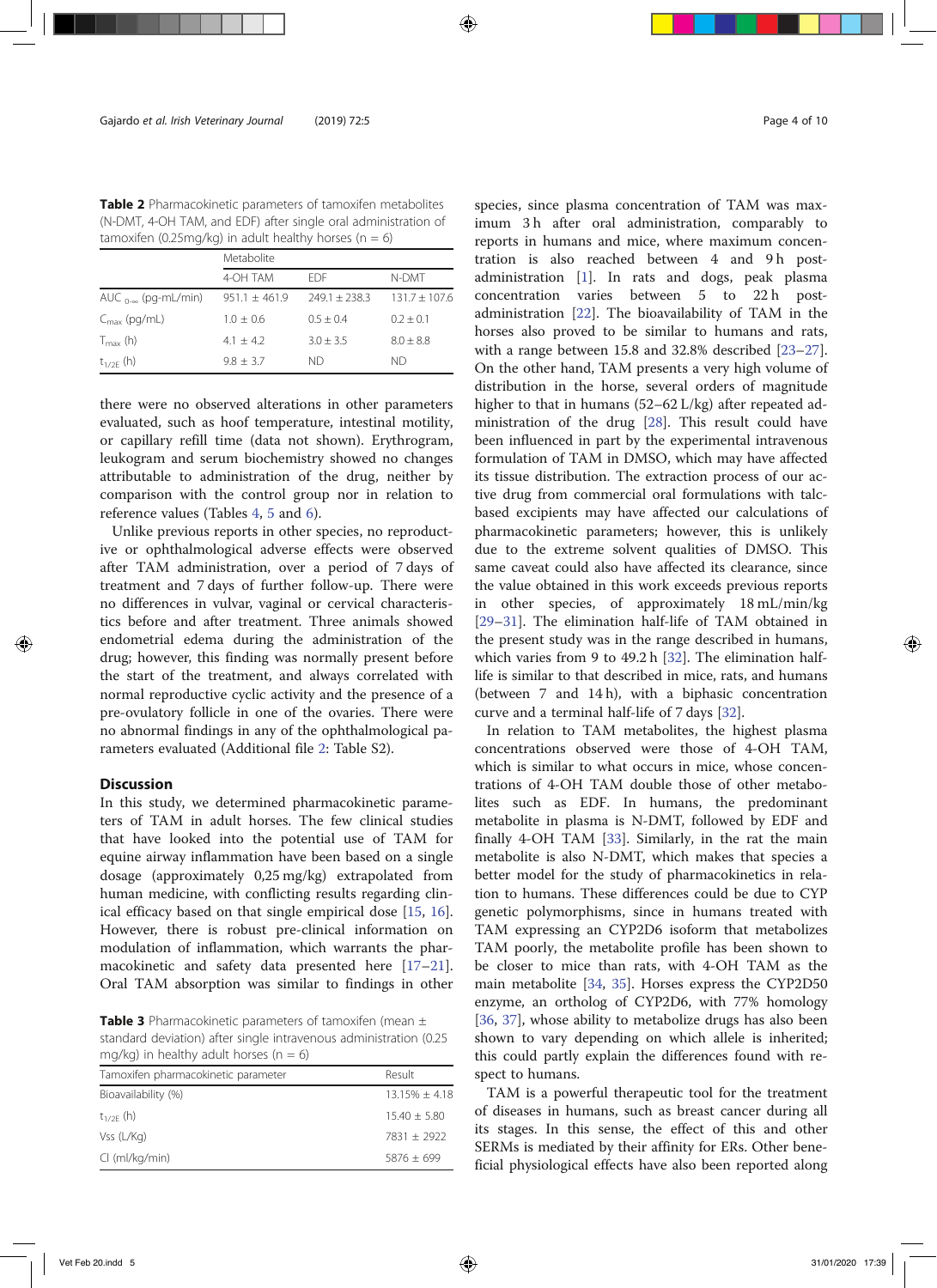**Table 2** Pharmacokinetic parameters of tamoxifen metabolites (N-DMT, 4-OH TAM, and EDF) after single oral administration of tamoxifen (0.25mg/kg) in adult healthy horses (n = 6)

| | Metabolite | | |
|---|---|---|---|
| | 4-OH TAM | EDF | N-DMT |
| $AUC_{0-\infty}$ (pg-mL/min) | 951.1 ± 461.9 | 249.1 ± 238.3 | 131.7 ± 107.6 |
| $C_{max}$ (pg/mL) | 1.0 ± 0.6 | 0.5 ± 0.4 | 0.2 ± 0.1 |
| $T_{max}$ (h) | 4.1 ± 4.2 | 3.0 ± 3.5 | 8.0 ± 8.8 |
| $t_{1/2E}$ (h) | 9.8 ± 3.7 | ND | ND |

there were no observed alterations in other parameters evaluated, such as hoof temperature, intestinal motility, or capillary refill time (data not shown). Erythrogram, leukogram and serum biochemistry showed no changes attributable to administration of the drug, neither by comparison with the control group nor in relation to reference values (Tables 4, 5 and 6).

Unlike previous reports in other species, no reproductive or ophthalmological adverse effects were observed after TAM administration, over a period of 7 days of treatment and 7 days of further follow-up. There were no differences in vulvar, vaginal or cervical characteristics before and after treatment. Three animals showed endometrial edema during the administration of the drug; however, this finding was normally present before the start of the treatment, and always correlated with normal reproductive cyclic activity and the presence of a pre-ovulatory follicle in one of the ovaries. There were no abnormal findings in any of the ophthalmological parameters evaluated (Additional file 2: Table S2).

## Discussion

In this study, we determined pharmacokinetic parameters of TAM in adult horses. The few clinical studies that have looked into the potential use of TAM for equine airway inflammation have been based on a single dosage (approximately 0,25 mg/kg) extrapolated from human medicine, with conflicting results regarding clinical efficacy based on that single empirical dose [15, 16]. However, there is robust pre-clinical information on modulation of inflammation, which warrants the pharmacokinetic and safety data presented here [17–21]. Oral TAM absorption was similar to findings in other species, since plasma concentration of TAM was maximum 3 h after oral administration, comparably to reports in humans and mice, where maximum concentration is also reached between 4 and 9 h post-administration [1]. In rats and dogs, peak plasma concentration varies between 5 to 22 h post-administration [22]. The bioavailability of TAM in the horses also proved to be similar to humans and rats, with a range between 15.8 and 32.8% described [23–27]. On the other hand, TAM presents a very high volume of distribution in the horse, several orders of magnitude higher to that in humans (52–62 L/kg) after repeated administration of the drug [28]. This result could have been influenced in part by the experimental intravenous formulation of TAM in DMSO, which may have affected its tissue distribution. The extraction process of our active drug from commercial oral formulations with talc-based excipients may have affected our calculations of pharmacokinetic parameters; however, this is unlikely due to the extreme solvent qualities of DMSO. This same caveat could also have affected its clearance, since the value obtained in this work exceeds previous reports in other species, of approximately 18 mL/min/kg [29–31]. The elimination half-life of TAM obtained in the present study was in the range described in humans, which varies from 9 to 49.2 h [32]. The elimination half-life is similar to that described in mice, rats, and humans (between 7 and 14 h), with a biphasic concentration curve and a terminal half-life of 7 days [32].

In relation to TAM metabolites, the highest plasma concentrations observed were those of 4-OH TAM, which is similar to what occurs in mice, whose concentrations of 4-OH TAM double those of other metabolites such as EDF. In humans, the predominant metabolite in plasma is N-DMT, followed by EDF and finally 4-OH TAM [33]. Similarly, in the rat the main metabolite is also N-DMT, which makes that species a better model for the study of pharmacokinetics in relation to humans. These differences could be due to CYP genetic polymorphisms, since in humans treated with TAM expressing an CYP2D6 isoform that metabolizes TAM poorly, the metabolite profile has been shown to be closer to mice than rats, with 4-OH TAM as the main metabolite [34, 35]. Horses express the CYP2D50 enzyme, an ortholog of CYP2D6, with 77% homology [36, 37], whose ability to metabolize drugs has also been shown to vary depending on which allele is inherited; this could partly explain the differences found with respect to humans.

TAM is a powerful therapeutic tool for the treatment of diseases in humans, such as breast cancer during all its stages. In this sense, the effect of this and other SERMs is mediated by their affinity for ERs. Other beneficial physiological effects have also been reported along

**Table 3** Pharmacokinetic parameters of tamoxifen (mean ± standard deviation) after single intravenous administration (0.25 mg/kg) in healthy adult horses (n = 6)

| Tamoxifen pharmacokinetic parameter | Result |
|---|---|
| Bioavailability (%) | 13.15% ± 4.18 |
| $t_{1/2E}$ (h) | 15.40 ± 5.80 |
| Vss (L/Kg) | 7831 ± 2922 |
| Cl (ml/kg/min) | 5876 ± 699 |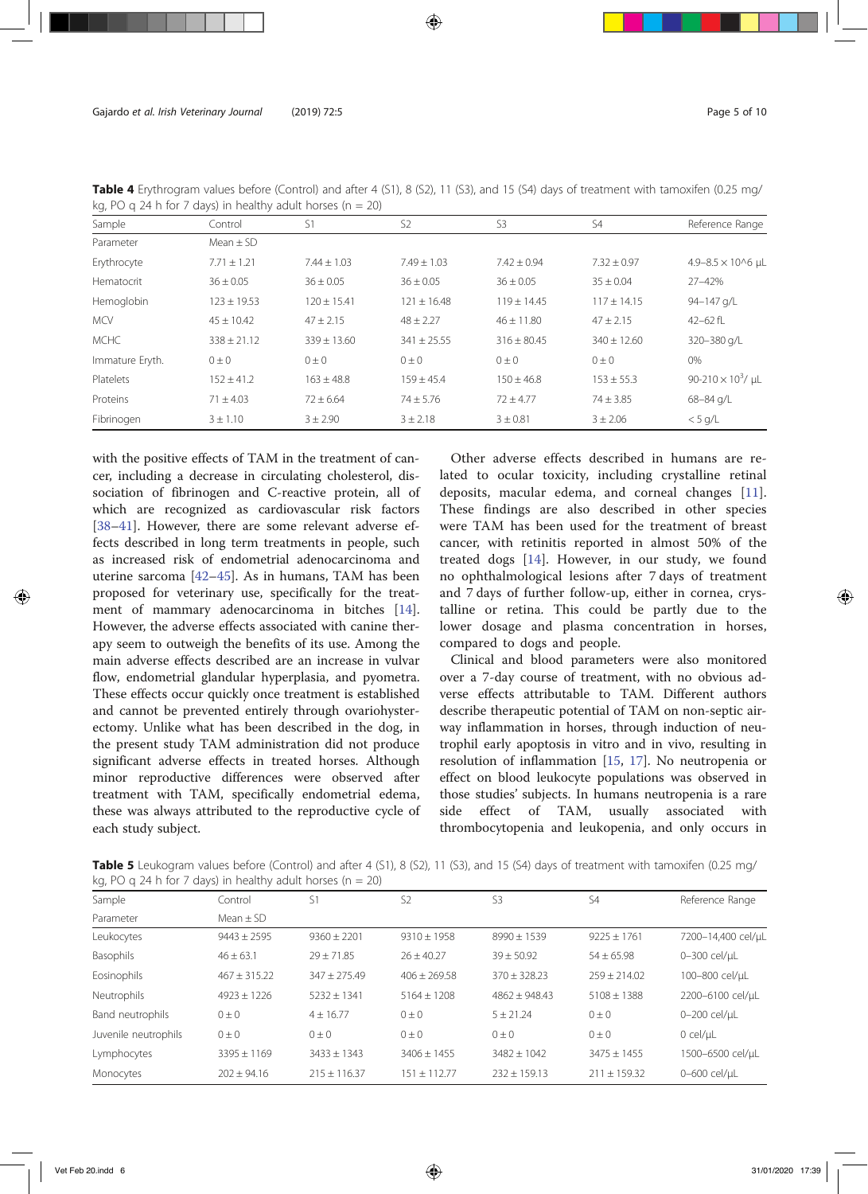**Table 4** Erythrogram values before (Control) and after 4 (S1), 8 (S2), 11 (S3), and 15 (S4) days of treatment with tamoxifen (0.25 mg/kg, PO q 24 h for 7 days) in healthy adult horses (n = 20)

| Sample | Control | S1 | S2 | S3 | S4 | Reference Range |
|---|---|---|---|---|---|---|
| Parameter | Mean ± SD | | | | | |
| Erythrocyte | 7.71 ± 1.21 | 7.44 ± 1.03 | 7.49 ± 1.03 | 7.42 ± 0.94 | 7.32 ± 0.97 | 4.9–8.5 × 10^6 μL |
| Hematocrit | 36 ± 0.05 | 36 ± 0.05 | 36 ± 0.05 | 36 ± 0.05 | 35 ± 0.04 | 27–42% |
| Hemoglobin | 123 ± 19.53 | 120 ± 15.41 | 121 ± 16.48 | 119 ± 14.45 | 117 ± 14.15 | 94–147 g/L |
| MCV | 45 ± 10.42 | 47 ± 2.15 | 48 ± 2.27 | 46 ± 11.80 | 47 ± 2.15 | 42–62 fL |
| MCHC | 338 ± 21.12 | 339 ± 13.60 | 341 ± 25.55 | 316 ± 80.45 | 340 ± 12.60 | 320–380 g/L |
| Immature Eryth. | 0 ± 0 | 0 ± 0 | 0 ± 0 | 0 ± 0 | 0 ± 0 | 0% |
| Platelets | 152 ± 41.2 | 163 ± 48.8 | 159 ± 45.4 | 150 ± 46.8 | 153 ± 55.3 | 90-210 × $10^3$/ μL |
| Proteins | 71 ± 4.03 | 72 ± 6.64 | 74 ± 5.76 | 72 ± 4.77 | 74 ± 3.85 | 68–84 g/L |
| Fibrinogen | 3 ± 1.10 | 3 ± 2.90 | 3 ± 2.18 | 3 ± 0.81 | 3 ± 2.06 | < 5 g/L |

with the positive effects of TAM in the treatment of cancer, including a decrease in circulating cholesterol, dissociation of fibrinogen and C-reactive protein, all of which are recognized as cardiovascular risk factors [38–41]. However, there are some relevant adverse effects described in long term treatments in people, such as increased risk of endometrial adenocarcinoma and uterine sarcoma [42–45]. As in humans, TAM has been proposed for veterinary use, specifically for the treatment of mammary adenocarcinoma in bitches [14]. However, the adverse effects associated with canine therapy seem to outweigh the benefits of its use. Among the main adverse effects described are an increase in vulvar flow, endometrial glandular hyperplasia, and pyometra. These effects occur quickly once treatment is established and cannot be prevented entirely through ovariohysterectomy. Unlike what has been described in the dog, in the present study TAM administration did not produce significant adverse effects in treated horses. Although minor reproductive differences were observed after treatment with TAM, specifically endometrial edema, these was always attributed to the reproductive cycle of each study subject.

Other adverse effects described in humans are related to ocular toxicity, including crystalline retinal deposits, macular edema, and corneal changes [11]. These findings are also described in other species were TAM has been used for the treatment of breast cancer, with retinitis reported in almost 50% of the treated dogs [14]. However, in our study, we found no ophthalmological lesions after 7 days of treatment and 7 days of further follow-up, either in cornea, crystalline or retina. This could be partly due to the lower dosage and plasma concentration in horses, compared to dogs and people.

Clinical and blood parameters were also monitored over a 7-day course of treatment, with no obvious adverse effects attributable to TAM. Different authors describe therapeutic potential of TAM on non-septic airway inflammation in horses, through induction of neutrophil early apoptosis in vitro and in vivo, resulting in resolution of inflammation [15, 17]. No neutropenia or effect on blood leukocyte populations was observed in those studies' subjects. In humans neutropenia is a rare side effect of TAM, usually associated with thrombocytopenia and leukopenia, and only occurs in

**Table 5** Leukogram values before (Control) and after 4 (S1), 8 (S2), 11 (S3), and 15 (S4) days of treatment with tamoxifen (0.25 mg/kg, PO q 24 h for 7 days) in healthy adult horses (n = 20)

| Sample | Control | S1 | S2 | S3 | S4 | Reference Range |
|---|---|---|---|---|---|---|
| Parameter | Mean ± SD | | | | | |
| Leukocytes | 9443 ± 2595 | 9360 ± 2201 | 9310 ± 1958 | 8990 ± 1539 | 9225 ± 1761 | 7200–14,400 cel/μL |
| Basophils | 46 ± 63.1 | 29 ± 71.85 | 26 ± 40.27 | 39 ± 50.92 | 54 ± 65.98 | 0–300 cel/μL |
| Eosinophils | 467 ± 315.22 | 347 ± 275.49 | 406 ± 269.58 | 370 ± 328.23 | 259 ± 214.02 | 100–800 cel/μL |
| Neutrophils | 4923 ± 1226 | 5232 ± 1341 | 5164 ± 1208 | 4862 ± 948.43 | 5108 ± 1388 | 2200–6100 cel/μL |
| Band neutrophils | 0 ± 0 | 4 ± 16.77 | 0 ± 0 | 5 ± 21.24 | 0 ± 0 | 0–200 cel/μL |
| Juvenile neutrophils | 0 ± 0 | 0 ± 0 | 0 ± 0 | 0 ± 0 | 0 ± 0 | 0 cel/μL |
| Lymphocytes | 3395 ± 1169 | 3433 ± 1343 | 3406 ± 1455 | 3482 ± 1042 | 3475 ± 1455 | 1500–6500 cel/μL |
| Monocytes | 202 ± 94.16 | 215 ± 116.37 | 151 ± 112.77 | 232 ± 159.13 | 211 ± 159.32 | 0–600 cel/μL |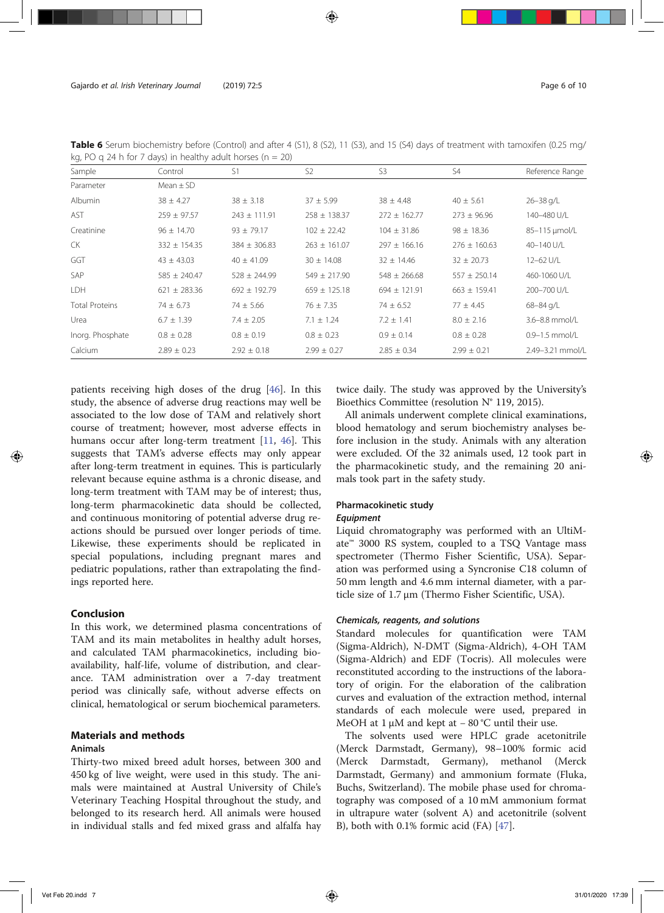**Table 6** Serum biochemistry before (Control) and after 4 (S1), 8 (S2), 11 (S3), and 15 (S4) days of treatment with tamoxifen (0.25 mg/kg, PO q 24 h for 7 days) in healthy adult horses (n = 20)

| Sample | Control | S1 | S2 | S3 | S4 | Reference Range |
|---|---|---|---|---|---|---|
| Parameter | Mean ± SD | | | | | |
| Albumin | 38 ± 4.27 | 38 ± 3.18 | 37 ± 5.99 | 38 ± 4.48 | 40 ± 5.61 | 26–38 g/L |
| AST | 259 ± 97.57 | 243 ± 111.91 | 258 ± 138.37 | 272 ± 162.77 | 273 ± 96.96 | 140–480 U/L |
| Creatinine | 96 ± 14.70 | 93 ± 79.17 | 102 ± 22.42 | 104 ± 31.86 | 98 ± 18.36 | 85–115 μmol/L |
| CK | 332 ± 154.35 | 384 ± 306.83 | 263 ± 161.07 | 297 ± 166.16 | 276 ± 160.63 | 40–140 U/L |
| GGT | 43 ± 43.03 | 40 ± 41.09 | 30 ± 14.08 | 32 ± 14.46 | 32 ± 20.73 | 12–62 U/L |
| SAP | 585 ± 240.47 | 528 ± 244.99 | 549 ± 217.90 | 548 ± 266.68 | 557 ± 250.14 | 460-1060 U/L |
| LDH | 621 ± 283.36 | 692 ± 192.79 | 659 ± 125.18 | 694 ± 121.91 | 663 ± 159.41 | 200–700 U/L |
| Total Proteins | 74 ± 6.73 | 74 ± 5.66 | 76 ± 7.35 | 74 ± 6.52 | 77 ± 4.45 | 68–84 g/L |
| Urea | 6.7 ± 1.39 | 7.4 ± 2.05 | 7.1 ± 1.24 | 7.2 ± 1.41 | 8.0 ± 2.16 | 3.6–8.8 mmol/L |
| Inorg. Phosphate | 0.8 ± 0.28 | 0.8 ± 0.19 | 0.8 ± 0.23 | 0.9 ± 0.14 | 0.8 ± 0.28 | 0.9–1.5 mmol/L |
| Calcium | 2.89 ± 0.23 | 2.92 ± 0.18 | 2.99 ± 0.27 | 2.85 ± 0.34 | 2.99 ± 0.21 | 2.49–3.21 mmol/L |

patients receiving high doses of the drug [46]. In this study, the absence of adverse drug reactions may well be associated to the low dose of TAM and relatively short course of treatment; however, most adverse effects in humans occur after long-term treatment [11, 46]. This suggests that TAM's adverse effects may only appear after long-term treatment in equines. This is particularly relevant because equine asthma is a chronic disease, and long-term treatment with TAM may be of interest; thus, long-term pharmacokinetic data should be collected, and continuous monitoring of potential adverse drug reactions should be pursued over longer periods of time. Likewise, these experiments should be replicated in special populations, including pregnant mares and pediatric populations, rather than extrapolating the findings reported here.

## Conclusion

In this work, we determined plasma concentrations of TAM and its main metabolites in healthy adult horses, and calculated TAM pharmacokinetics, including bioavailability, half-life, volume of distribution, and clearance. TAM administration over a 7-day treatment period was clinically safe, without adverse effects on clinical, hematological or serum biochemical parameters.

## Materials and methods

### Animals

Thirty-two mixed breed adult horses, between 300 and 450 kg of live weight, were used in this study. The animals were maintained at Austral University of Chile's Veterinary Teaching Hospital throughout the study, and belonged to its research herd. All animals were housed in individual stalls and fed mixed grass and alfalfa hay twice daily. The study was approved by the University's Bioethics Committee (resolution N° 119, 2015).

All animals underwent complete clinical examinations, blood hematology and serum biochemistry analyses before inclusion in the study. Animals with any alteration were excluded. Of the 32 animals used, 12 took part in the pharmacokinetic study, and the remaining 20 animals took part in the safety study.

### Pharmacokinetic study

#### *Equipment*

Liquid chromatography was performed with an UltiMate™ 3000 RS system, coupled to a TSQ Vantage mass spectrometer (Thermo Fisher Scientific, USA). Separation was performed using a Syncronise C18 column of 50 mm length and 4.6 mm internal diameter, with a particle size of 1.7 μm (Thermo Fisher Scientific, USA).

#### *Chemicals, reagents, and solutions*

Standard molecules for quantification were TAM (Sigma-Aldrich), N-DMT (Sigma-Aldrich), 4-OH TAM (Sigma-Aldrich) and EDF (Tocris). All molecules were reconstituted according to the instructions of the laboratory of origin. For the elaboration of the calibration curves and evaluation of the extraction method, internal standards of each molecule were used, prepared in MeOH at 1 μM and kept at − 80 °C until their use.

The solvents used were HPLC grade acetonitrile (Merck Darmstadt, Germany), 98–100% formic acid (Merck Darmstadt, Germany), methanol (Merck Darmstadt, Germany) and ammonium formate (Fluka, Buchs, Switzerland). The mobile phase used for chromatography was composed of a 10 mM ammonium format in ultrapure water (solvent A) and acetonitrile (solvent B), both with 0.1% formic acid (FA) [47].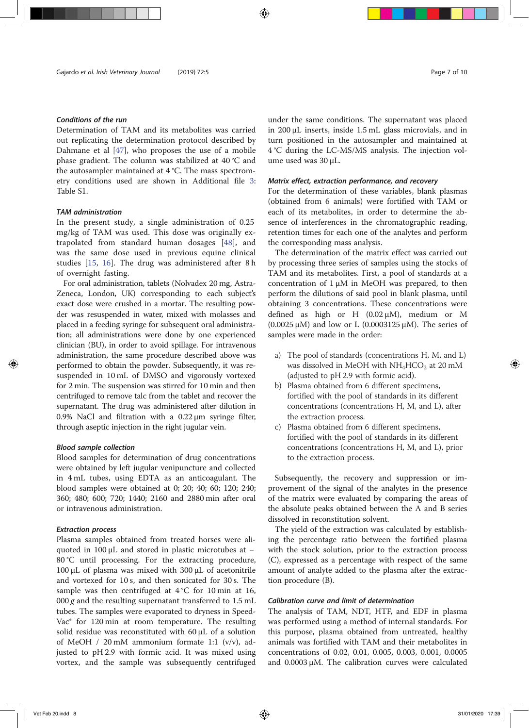### *Conditions of the run*

Determination of TAM and its metabolites was carried out replicating the determination protocol described by Dahmane et al [47], who proposes the use of a mobile phase gradient. The column was stabilized at 40 °C and the autosampler maintained at 4 °C. The mass spectrometry conditions used are shown in Additional file 3: Table S1.

### *TAM administration*

In the present study, a single administration of 0.25 mg/kg of TAM was used. This dose was originally extrapolated from standard human dosages [48], and was the same dose used in previous equine clinical studies [15, 16]. The drug was administered after 8 h of overnight fasting.

For oral administration, tablets (Nolvadex 20 mg, AstraZeneca, London, UK) corresponding to each subject's exact dose were crushed in a mortar. The resulting powder was resuspended in water, mixed with molasses and placed in a feeding syringe for subsequent oral administration; all administrations were done by one experienced clinician (BU), in order to avoid spillage. For intravenous administration, the same procedure described above was performed to obtain the powder. Subsequently, it was resuspended in 10 mL of DMSO and vigorously vortexed for 2 min. The suspension was stirred for 10 min and then centrifuged to remove talc from the tablet and recover the supernatant. The drug was administered after dilution in 0.9% NaCl and filtration with a 0.22 μm syringe filter, through aseptic injection in the right jugular vein.

### *Blood sample collection*

Blood samples for determination of drug concentrations were obtained by left jugular venipuncture and collected in 4 mL tubes, using EDTA as an anticoagulant. The blood samples were obtained at 0; 20; 40; 60; 120; 240; 360; 480; 600; 720; 1440; 2160 and 2880 min after oral or intravenous administration.

### *Extraction process*

Plasma samples obtained from treated horses were aliquoted in 100 μL and stored in plastic microtubes at − 80 °C until processing. For the extracting procedure, 100 μL of plasma was mixed with 300 μL of acetonitrile and vortexed for 10 s, and then sonicated for 30 s. The sample was then centrifuged at 4 °C for 10 min at 16, 000 *g* and the resulting supernatant transferred to 1.5 mL tubes. The samples were evaporated to dryness in Speed-Vac® for 120 min at room temperature. The resulting solid residue was reconstituted with 60 μL of a solution of MeOH / 20 mM ammonium formate 1:1 (v/v), adjusted to pH 2.9 with formic acid. It was mixed using vortex, and the sample was subsequently centrifuged under the same conditions. The supernatant was placed in 200 μL inserts, inside 1.5 mL glass microvials, and in turn positioned in the autosampler and maintained at 4 °C during the LC-MS/MS analysis. The injection volume used was 30 μL.

### *Matrix effect, extraction performance, and recovery*

For the determination of these variables, blank plasmas (obtained from 6 animals) were fortified with TAM or each of its metabolites, in order to determine the absence of interferences in the chromatographic reading, retention times for each one of the analytes and perform the corresponding mass analysis.

The determination of the matrix effect was carried out by processing three series of samples using the stocks of TAM and its metabolites. First, a pool of standards at a concentration of 1 μM in MeOH was prepared, to then perform the dilutions of said pool in blank plasma, until obtaining 3 concentrations. These concentrations were defined as high or H (0.02 μM), medium or M (0.0025 μM) and low or L (0.0003125 μM). The series of samples were made in the order:

a) The pool of standards (concentrations H, M, and L) was dissolved in MeOH with $NH_4HCO_2$ at 20 mM (adjusted to pH 2.9 with formic acid).
b) Plasma obtained from 6 different specimens, fortified with the pool of standards in its different concentrations (concentrations H, M, and L), after the extraction process.
c) Plasma obtained from 6 different specimens, fortified with the pool of standards in its different concentrations (concentrations H, M, and L), prior to the extraction process.

Subsequently, the recovery and suppression or improvement of the signal of the analytes in the presence of the matrix were evaluated by comparing the areas of the absolute peaks obtained between the A and B series dissolved in reconstitution solvent.

The yield of the extraction was calculated by establishing the percentage ratio between the fortified plasma with the stock solution, prior to the extraction process (C), expressed as a percentage with respect of the same amount of analyte added to the plasma after the extraction procedure (B).

### *Calibration curve and limit of determination*

The analysis of TAM, NDT, HTF, and EDF in plasma was performed using a method of internal standards. For this purpose, plasma obtained from untreated, healthy animals was fortified with TAM and their metabolites in concentrations of 0.02, 0.01, 0.005, 0.003, 0.001, 0.0005 and 0.0003 μM. The calibration curves were calculated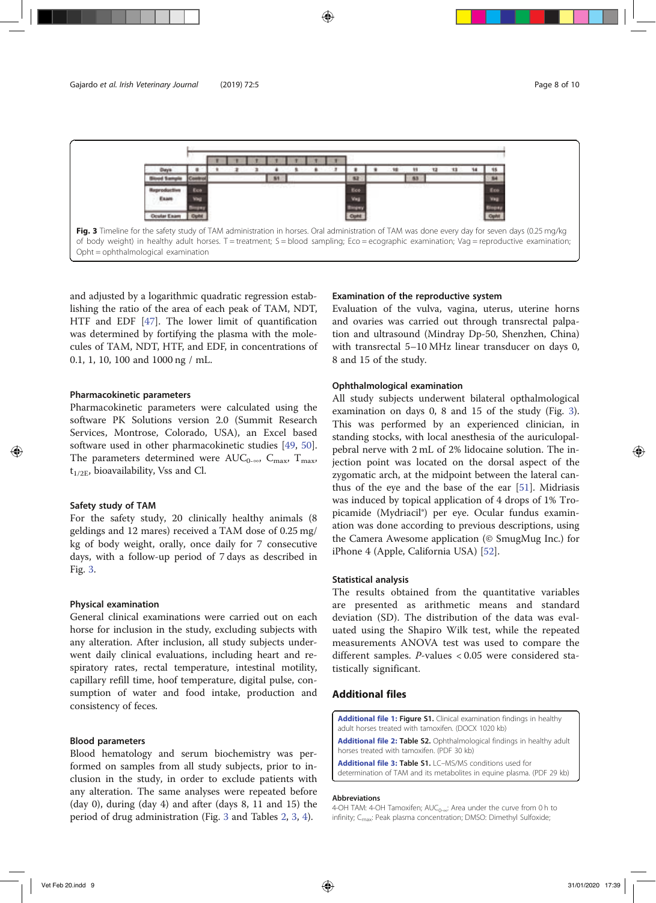| Days | 0 | 1 | 2 | 3 | 4 | 5 | 6 | 7 | 8 | 9 | 10 | 11 | 12 | 13 | 14 | 15 |
|---|---|---|---|---|---|---|---|---|---|---|---|---|---|---|---|---|
| | | T | T | T | T | T | T | T | | | | | | | | |
| Blood Sample | Control | | | | S1 | | | | S2 | | | S3 | | | | S4 |
| Reproductive Exam | Eco | | | | | | | | Eco | | | | | | | Eco |
| | Vag | | | | | | | | Vag | | | | | | | Vag |
| | Biopsy | | | | | | | | Biopsy | | | | | | | Biopsy |
| Ocular Exam | Opht | | | | | | | | Opht | | | | | | | Opht |

**Fig. 3** Timeline for the safety study of TAM administration in horses. Oral administration of TAM was done every day for seven days (0.25 mg/kg of body weight) in healthy adult horses. T = treatment; S = blood sampling; Eco = ecographic examination; Vag = reproductive examination; Opht = ophthalmological examination

and adjusted by a logarithmic quadratic regression establishing the ratio of the area of each peak of TAM, NDT, HTF and EDF [47]. The lower limit of quantification was determined by fortifying the plasma with the molecules of TAM, NDT, HTF, and EDF, in concentrations of 0.1, 1, 10, 100 and 1000 ng / mL.

### Pharmacokinetic parameters

Pharmacokinetic parameters were calculated using the software PK Solutions version 2.0 (Summit Research Services, Montrose, Colorado, USA), an Excel based software used in other pharmacokinetic studies [49, 50]. The parameters determined were $AUC_{0-\infty}$, $C_{max}$, $T_{max}$, $t_{1/2E}$, bioavailability, Vss and Cl.

### Safety study of TAM

For the safety study, 20 clinically healthy animals (8 geldings and 12 mares) received a TAM dose of 0.25 mg/kg of body weight, orally, once daily for 7 consecutive days, with a follow-up period of 7 days as described in Fig. 3.

### Physical examination

General clinical examinations were carried out on each horse for inclusion in the study, excluding subjects with any alteration. After inclusion, all study subjects underwent daily clinical evaluations, including heart and respiratory rates, rectal temperature, intestinal motility, capillary refill time, hoof temperature, digital pulse, consumption of water and food intake, production and consistency of feces.

### Blood parameters

Blood hematology and serum biochemistry was performed on samples from all study subjects, prior to inclusion in the study, in order to exclude patients with any alteration. The same analyses were repeated before (day 0), during (day 4) and after (days 8, 11 and 15) the period of drug administration (Fig. 3 and Tables 2, 3, 4).

### Examination of the reproductive system

Evaluation of the vulva, vagina, uterine horns and ovaries was carried out through transrectal palpation and ultrasound (Mindray Dp-50, Shenzhen, China) with transrectal 5–10 MHz linear transducer on days 0, 8 and 15 of the study.

### Ophthalmological examination

All study subjects underwent bilateral opthalmological examination on days 0, 8 and 15 of the study (Fig. 3). This was performed by an experienced clinician, in standing stocks, with local anesthesia of the auriculopalpebral nerve with 2 mL of 2% lidocaine solution. The injection point was located on the dorsal aspect of the zygomatic arch, at the midpoint between the lateral canthus of the eye and the base of the ear [51]. Midriasis was induced by topical application of 4 drops of 1% Tropicamide (Mydriacil®) per eye. Ocular fundus examination was done according to previous descriptions, using the Camera Awesome application (© SmugMug Inc.) for iPhone 4 (Apple, California USA) [52].

### Statistical analysis

The results obtained from the quantitative variables are presented as arithmetic means and standard deviation (SD). The distribution of the data was evaluated using the Shapiro Wilk test, while the repeated measurements ANOVA test was used to compare the different samples. *P*-values < 0.05 were considered statistically significant.

## Additional files

**Additional file 1: Figure S1.** Clinical examination findings in healthy adult horses treated with tamoxifen. (DOCX 1020 kb)

**Additional file 2: Table S2.** Ophthalmological findings in healthy adult horses treated with tamoxifen. (PDF 30 kb)

**Additional file 3: Table S1.** LC–MS/MS conditions used for determination of TAM and its metabolites in equine plasma. (PDF 29 kb)

### Abbreviations

4-OH TAM: 4-OH Tamoxifen; $AUC_{0-\infty}$: Area under the curve from 0 h to infinity; $C_{max}$: Peak plasma concentration; DMSO: Dimethyl Sulfoxide;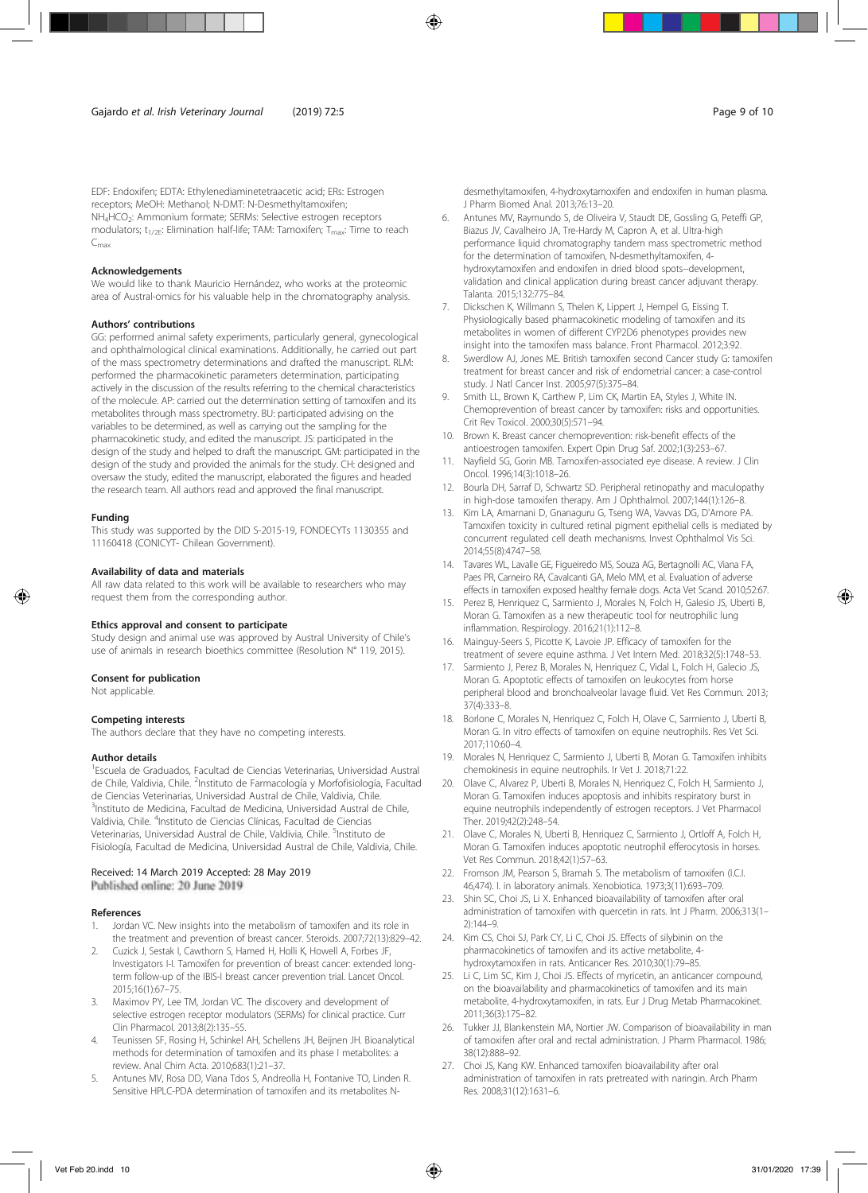EDF: Endoxifen; EDTA: Ethylenediaminetetraacetic acid; ERs: Estrogen receptors; MeOH: Methanol; N-DMT: N-Desmethyltamoxifen; $NH_4HCO_2$: Ammonium formate; SERMs: Selective estrogen receptors modulators; $t_{1/2E}$: Elimination half-life; TAM: Tamoxifen; $T_{max}$: Time to reach $C_{max}$

### Acknowledgements

We would like to thank Mauricio Hernández, who works at the proteomic area of Austral-omics for his valuable help in the chromatography analysis.

### Authors' contributions

GG: performed animal safety experiments, particularly general, gynecological and ophthalmological clinical examinations. Additionally, he carried out part of the mass spectrometry determinations and drafted the manuscript. RLM: performed the pharmacokinetic parameters determination, participating actively in the discussion of the results referring to the chemical characteristics of the molecule. AP: carried out the determination setting of tamoxifen and its metabolites through mass spectrometry. BU: participated advising on the variables to be determined, as well as carrying out the sampling for the pharmacokinetic study, and edited the manuscript. JS: participated in the design of the study and helped to draft the manuscript. GM: participated in the design of the study and provided the animals for the study. CH: designed and oversaw the study, edited the manuscript, elaborated the figures and headed the research team. All authors read and approved the final manuscript.

### Funding

This study was supported by the DID S-2015-19, FONDECYTs 1130355 and 11160418 (CONICYT- Chilean Government).

### Availability of data and materials

All raw data related to this work will be available to researchers who may request them from the corresponding author.

### Ethics approval and consent to participate

Study design and animal use was approved by Austral University of Chile's use of animals in research bioethics committee (Resolution N° 119, 2015).

### Consent for publication

Not applicable.

### Competing interests

The authors declare that they have no competing interests.

### Author details

[1]Escuela de Graduados, Facultad de Ciencias Veterinarias, Universidad Austral de Chile, Valdivia, Chile. [2]Instituto de Farmacología y Morfofisiología, Facultad de Ciencias Veterinarias, Universidad Austral de Chile, Valdivia, Chile. [3]Instituto de Medicina, Facultad de Medicina, Universidad Austral de Chile, Valdivia, Chile. [4]Instituto de Ciencias Clínicas, Facultad de Ciencias Veterinarias, Universidad Austral de Chile, Valdivia, Chile. [5]Instituto de Fisiología, Facultad de Medicina, Universidad Austral de Chile, Valdivia, Chile.

Received: 14 March 2019 Accepted: 28 May 2019
Published online: 20 June 2019

### References

1. Jordan VC. New insights into the metabolism of tamoxifen and its role in the treatment and prevention of breast cancer. Steroids. 2007;72(13):829–42.
2. Cuzick J, Sestak I, Cawthorn S, Hamed H, Holli K, Howell A, Forbes JF, Investigators I-I. Tamoxifen for prevention of breast cancer: extended long-term follow-up of the IBIS-I breast cancer prevention trial. Lancet Oncol. 2015;16(1):67–75.
3. Maximov PY, Lee TM, Jordan VC. The discovery and development of selective estrogen receptor modulators (SERMs) for clinical practice. Curr Clin Pharmacol. 2013;8(2):135–55.
4. Teunissen SF, Rosing H, Schinkel AH, Schellens JH, Beijnen JH. Bioanalytical methods for determination of tamoxifen and its phase I metabolites: a review. Anal Chim Acta. 2010;683(1):21–37.
5. Antunes MV, Rosa DD, Viana Tdos S, Andreolla H, Fontanive TO, Linden R. Sensitive HPLC-PDA determination of tamoxifen and its metabolites N-desmethyltamoxifen, 4-hydroxytamoxifen and endoxifen in human plasma. J Pharm Biomed Anal. 2013;76:13–20.
6. Antunes MV, Raymundo S, de Oliveira V, Staudt DE, Gossling G, Peteffi GP, Biazus JV, Cavalheiro JA, Tre-Hardy M, Capron A, et al. Ultra-high performance liquid chromatography tandem mass spectrometric method for the determination of tamoxifen, N-desmethyltamoxifen, 4-hydroxytamoxifen and endoxifen in dried blood spots--development, validation and clinical application during breast cancer adjuvant therapy. Talanta. 2015;132:775–84.
7. Dickschen K, Willmann S, Thelen K, Lippert J, Hempel G, Eissing T. Physiologically based pharmacokinetic modeling of tamoxifen and its metabolites in women of different CYP2D6 phenotypes provides new insight into the tamoxifen mass balance. Front Pharmacol. 2012;3:92.
8. Swerdlow AJ, Jones ME. British tamoxifen second Cancer study G: tamoxifen treatment for breast cancer and risk of endometrial cancer: a case-control study. J Natl Cancer Inst. 2005;97(5):375–84.
9. Smith LL, Brown K, Carthew P, Lim CK, Martin EA, Styles J, White IN. Chemoprevention of breast cancer by tamoxifen: risks and opportunities. Crit Rev Toxicol. 2000;30(5):571–94.
10. Brown K. Breast cancer chemoprevention: risk-benefit effects of the antioestrogen tamoxifen. Expert Opin Drug Saf. 2002;1(3):253–67.
11. Nayfield SG, Gorin MB. Tamoxifen-associated eye disease. A review. J Clin Oncol. 1996;14(3):1018–26.
12. Bourla DH, Sarraf D, Schwartz SD. Peripheral retinopathy and maculopathy in high-dose tamoxifen therapy. Am J Ophthalmol. 2007;144(1):126–8.
13. Kim LA, Amarnani D, Gnanaguru G, Tseng WA, Vavvas DG, D'Amore PA. Tamoxifen toxicity in cultured retinal pigment epithelial cells is mediated by concurrent regulated cell death mechanisms. Invest Ophthalmol Vis Sci. 2014;55(8):4747–58.
14. Tavares WL, Lavalle GE, Figueiredo MS, Souza AG, Bertagnolli AC, Viana FA, Paes PR, Carneiro RA, Cavalcanti GA, Melo MM, et al. Evaluation of adverse effects in tamoxifen exposed healthy female dogs. Acta Vet Scand. 2010;52:67.
15. Perez B, Henriquez C, Sarmiento J, Morales N, Folch H, Galesio JS, Uberti B, Moran G. Tamoxifen as a new therapeutic tool for neutrophilic lung inflammation. Respirology. 2016;21(1):112–8.
16. Mainguy-Seers S, Picotte K, Lavoie JP. Efficacy of tamoxifen for the treatment of severe equine asthma. J Vet Intern Med. 2018;32(5):1748–53.
17. Sarmiento J, Perez B, Morales N, Henriquez C, Vidal L, Folch H, Galecio JS, Moran G. Apoptotic effects of tamoxifen on leukocytes from horse peripheral blood and bronchoalveolar lavage fluid. Vet Res Commun. 2013; 37(4):333–8.
18. Borlone C, Morales N, Henriquez C, Folch H, Olave C, Sarmiento J, Uberti B, Moran G. In vitro effects of tamoxifen on equine neutrophils. Res Vet Sci. 2017;110:60–4.
19. Morales N, Henriquez C, Sarmiento J, Uberti B, Moran G. Tamoxifen inhibits chemokinesis in equine neutrophils. Ir Vet J. 2018;71:22.
20. Olave C, Alvarez P, Uberti B, Morales N, Henriquez C, Folch H, Sarmiento J, Moran G. Tamoxifen induces apoptosis and inhibits respiratory burst in equine neutrophils independently of estrogen receptors. J Vet Pharmacol Ther. 2019;42(2):248–54.
21. Olave C, Morales N, Uberti B, Henriquez C, Sarmiento J, Ortloff A, Folch H, Moran G. Tamoxifen induces apoptotic neutrophil efferocytosis in horses. Vet Res Commun. 2018;42(1):57–63.
22. Fromson JM, Pearson S, Bramah S. The metabolism of tamoxifen (I.C.I. 46,474). I. in laboratory animals. Xenobiotica. 1973;3(11):693–709.
23. Shin SC, Choi JS, Li X. Enhanced bioavailability of tamoxifen after oral administration of tamoxifen with quercetin in rats. Int J Pharm. 2006;313(1–2):144–9.
24. Kim CS, Choi SJ, Park CY, Li C, Choi JS. Effects of silybinin on the pharmacokinetics of tamoxifen and its active metabolite, 4-hydroxytamoxifen in rats. Anticancer Res. 2010;30(1):79–85.
25. Li C, Lim SC, Kim J, Choi JS. Effects of myricetin, an anticancer compound, on the bioavailability and pharmacokinetics of tamoxifen and its main metabolite, 4-hydroxytamoxifen, in rats. Eur J Drug Metab Pharmacokinet. 2011;36(3):175–82.
26. Tukker JJ, Blankenstein MA, Nortier JW. Comparison of bioavailability in man of tamoxifen after oral and rectal administration. J Pharm Pharmacol. 1986; 38(12):888–92.
27. Choi JS, Kang KW. Enhanced tamoxifen bioavailability after oral administration of tamoxifen in rats pretreated with naringin. Arch Pharm Res. 2008;31(12):1631–6.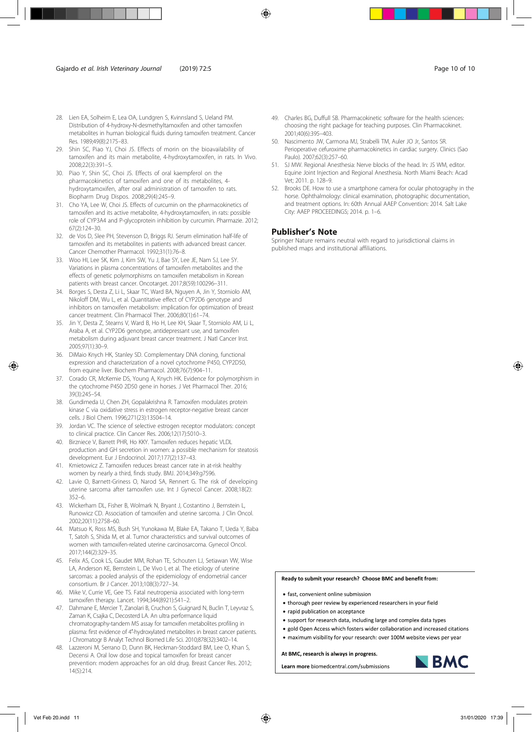28. Lien EA, Solheim E, Lea OA, Lundgren S, Kvinnsland S, Ueland PM. Distribution of 4-hydroxy-N-desmethyltamoxifen and other tamoxifen metabolites in human biological fluids during tamoxifen treatment. Cancer Res. 1989;49(8):2175–83.
29. Shin SC, Piao YJ, Choi JS. Effects of morin on the bioavailability of tamoxifen and its main metabolite, 4-hydroxytamoxifen, in rats. In Vivo. 2008;22(3):391–5.
30. Piao Y, Shin SC, Choi JS. Effects of oral kaempferol on the pharmacokinetics of tamoxifen and one of its metabolites, 4-hydroxytamoxifen, after oral administration of tamoxifen to rats. Biopharm Drug Dispos. 2008;29(4):245–9.
31. Cho YA, Lee W, Choi JS. Effects of curcumin on the pharmacokinetics of tamoxifen and its active metabolite, 4-hydroxytamoxifen, in rats: possible role of CYP3A4 and P-glycoprotein inhibition by curcumin. Pharmazie. 2012; 67(2):124–30.
32. de Vos D, Slee PH, Stevenson D, Briggs RJ. Serum elimination half-life of tamoxifen and its metabolites in patients with advanced breast cancer. Cancer Chemother Pharmacol. 1992;31(1):76–8.
33. Woo HI, Lee SK, Kim J, Kim SW, Yu J, Bae SY, Lee JE, Nam SJ, Lee SY. Variations in plasma concentrations of tamoxifen metabolites and the effects of genetic polymorphisms on tamoxifen metabolism in Korean patients with breast cancer. Oncotarget. 2017;8(59):100296–311.
34. Borges S, Desta Z, Li L, Skaar TC, Ward BA, Nguyen A, Jin Y, Storniolo AM, Nikoloff DM, Wu L, et al. Quantitative effect of CYP2D6 genotype and inhibitors on tamoxifen metabolism: implication for optimization of breast cancer treatment. Clin Pharmacol Ther. 2006;80(1):61–74.
35. Jin Y, Desta Z, Stearns V, Ward B, Ho H, Lee KH, Skaar T, Storniolo AM, Li L, Araba A, et al. CYP2D6 genotype, antidepressant use, and tamoxifen metabolism during adjuvant breast cancer treatment. J Natl Cancer Inst. 2005;97(1):30–9.
36. DiMaio Knych HK, Stanley SD. Complementary DNA cloning, functional expression and characterization of a novel cytochrome P450, CYP2D50, from equine liver. Biochem Pharmacol. 2008;76(7):904–11.
37. Corado CR, McKemie DS, Young A, Knych HK. Evidence for polymorphism in the cytochrome P450 2D50 gene in horses. J Vet Pharmacol Ther. 2016; 39(3):245–54.
38. Gundimeda U, Chen ZH, Gopalakrishna R. Tamoxifen modulates protein kinase C via oxidative stress in estrogen receptor-negative breast cancer cells. J Biol Chem. 1996;271(23):13504–14.
39. Jordan VC. The science of selective estrogen receptor modulators: concept to clinical practice. Clin Cancer Res. 2006;12(17):5010–3.
40. Birzniece V, Barrett PHR, Ho KKY. Tamoxifen reduces hepatic VLDL production and GH secretion in women: a possible mechanism for steatosis development. Eur J Endocrinol. 2017;177(2):137–43.
41. Kmietowicz Z. Tamoxifen reduces breast cancer rate in at-risk healthy women by nearly a third, finds study. BMJ. 2014;349:g7596.
42. Lavie O, Barnett-Griness O, Narod SA, Rennert G. The risk of developing uterine sarcoma after tamoxifen use. Int J Gynecol Cancer. 2008;18(2): 352–6.
43. Wickerham DL, Fisher B, Wolmark N, Bryant J, Costantino J, Bernstein L, Runowicz CD. Association of tamoxifen and uterine sarcoma. J Clin Oncol. 2002;20(11):2758–60.
44. Matsuo K, Ross MS, Bush SH, Yunokawa M, Blake EA, Takano T, Ueda Y, Baba T, Satoh S, Shida M, et al. Tumor characteristics and survival outcomes of women with tamoxifen-related uterine carcinosarcoma. Gynecol Oncol. 2017;144(2):329–35.
45. Felix AS, Cook LS, Gaudet MM, Rohan TE, Schouten LJ, Setiawan VW, Wise LA, Anderson KE, Bernstein L, De Vivo I, et al. The etiology of uterine sarcomas: a pooled analysis of the epidemiology of endometrial cancer consortium. Br J Cancer. 2013;108(3):727–34.
46. Mike V, Currie VE, Gee TS. Fatal neutropenia associated with long-term tamoxifen therapy. Lancet. 1994;344(8921):541–2.
47. Dahmane E, Mercier T, Zanolari B, Cruchon S, Guignard N, Buclin T, Leyvraz S, Zaman K, Csajka C, Decosterd LA. An ultra performance liquid chromatography-tandem MS assay for tamoxifen metabolites profiling in plasma: first evidence of 4′-hydroxylated metabolites in breast cancer patients. J Chromatogr B Analyt Technol Biomed Life Sci. 2010;878(32):3402–14.
48. Lazzeroni M, Serrano D, Dunn BK, Heckman-Stoddard BM, Lee O, Khan S, Decensi A. Oral low dose and topical tamoxifen for breast cancer prevention: modern approaches for an old drug. Breast Cancer Res. 2012; 14(5):214.
49. Charles BG, Duffull SB. Pharmacokinetic software for the health sciences: choosing the right package for teaching purposes. Clin Pharmacokinet. 2001;40(6):395–403.
50. Nascimento JW, Carmona MJ, Strabelli TM, Auler JO Jr, Santos SR. Perioperative cefuroxime pharmacokinetics in cardiac surgery. Clinics (Sao Paulo). 2007;62(3):257–60.
51. SJ MW. Regional Anesthesia: Nerve blocks of the head. In: JS WM, editor. Equine Joint Injection and Regional Anesthesia. North Miami Beach: Acad Vet; 2011. p. 128–9.
52. Brooks DE. How to use a smartphone camera for ocular photography in the horse. Ophthalmology: clinical examination, photographic documentation, and treatment options. In: 60th Annual AAEP Convention: 2014. Salt Lake City: AAEP PROCEEDINGS; 2014. p. 1–6.

## Publisher's Note

Springer Nature remains neutral with regard to jurisdictional claims in published maps and institutional affiliations.

**Ready to submit your research? Choose BMC and benefit from:**

- fast, convenient online submission
- thorough peer review by experienced researchers in your field
- rapid publication on acceptance
- support for research data, including large and complex data types
- gold Open Access which fosters wider collaboration and increased citations
- maximum visibility for your research: over 100M website views per year

**At BMC, research is always in progress.**

**Learn more** biomedcentral.com/submissions

BMC